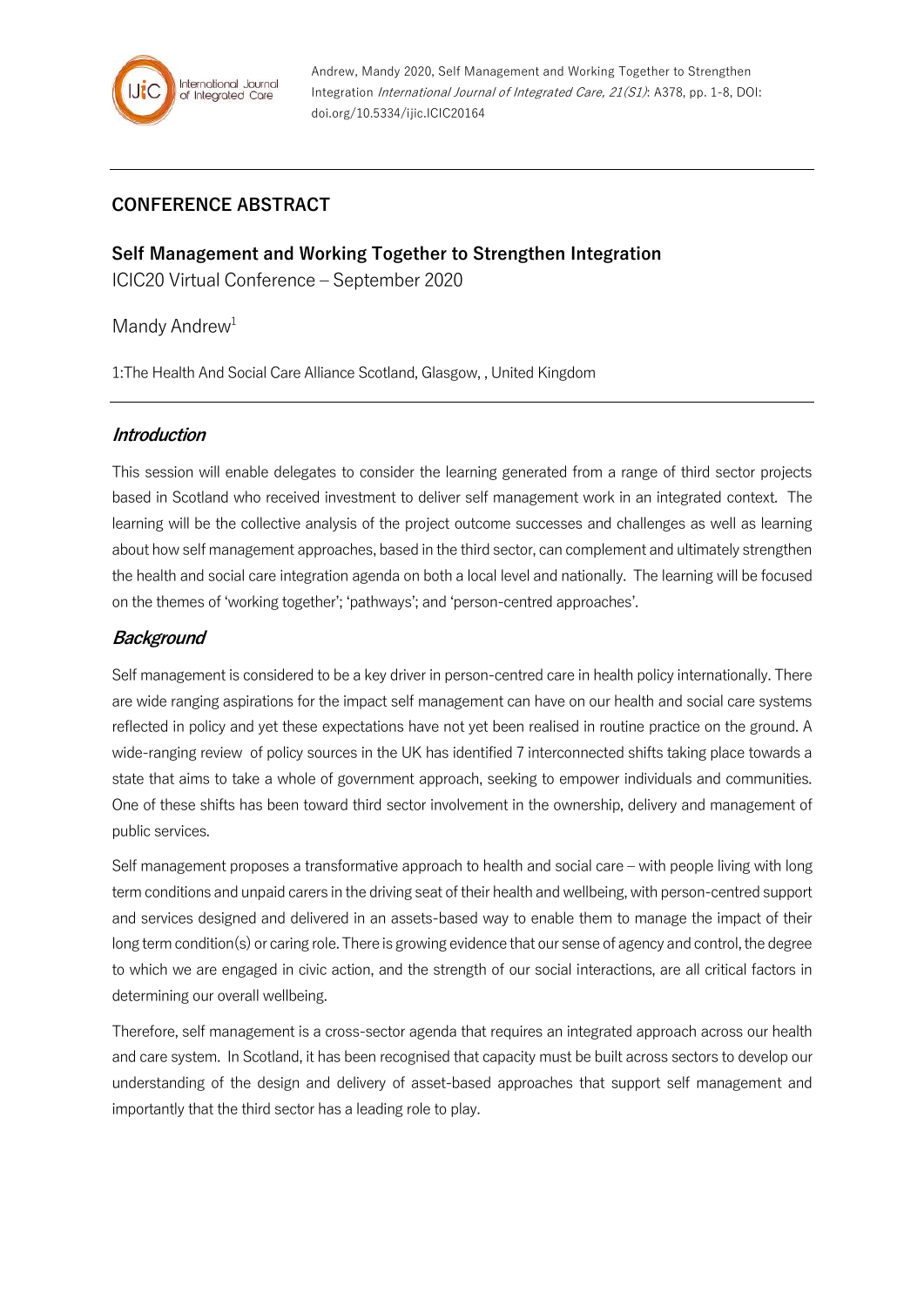## CONFERENCE ABSTRACT

### Self Management and Working Together to Strengthen Integration

ICIC20 Virtual Conference – September 2020

Mandy Andrew[1]

1:The Health And Social Care Alliance Scotland, Glasgow, , United Kingdom

---

#### *Introduction*

This session will enable delegates to consider the learning generated from a range of third sector projects based in Scotland who received investment to deliver self management work in an integrated context. The learning will be the collective analysis of the project outcome successes and challenges as well as learning about how self management approaches, based in the third sector, can complement and ultimately strengthen the health and social care integration agenda on both a local level and nationally. The learning will be focused on the themes of 'working together'; 'pathways'; and 'person-centred approaches'.

#### *Background*

Self management is considered to be a key driver in person-centred care in health policy internationally. There are wide ranging aspirations for the impact self management can have on our health and social care systems reflected in policy and yet these expectations have not yet been realised in routine practice on the ground. A wide-ranging review of policy sources in the UK has identified 7 interconnected shifts taking place towards a state that aims to take a whole of government approach, seeking to empower individuals and communities. One of these shifts has been toward third sector involvement in the ownership, delivery and management of public services.

Self management proposes a transformative approach to health and social care – with people living with long term conditions and unpaid carers in the driving seat of their health and wellbeing, with person-centred support and services designed and delivered in an assets-based way to enable them to manage the impact of their long term condition(s) or caring role. There is growing evidence that our sense of agency and control, the degree to which we are engaged in civic action, and the strength of our social interactions, are all critical factors in determining our overall wellbeing.

Therefore, self management is a cross-sector agenda that requires an integrated approach across our health and care system. In Scotland, it has been recognised that capacity must be built across sectors to develop our understanding of the design and delivery of asset-based approaches that support self management and importantly that the third sector has a leading role to play.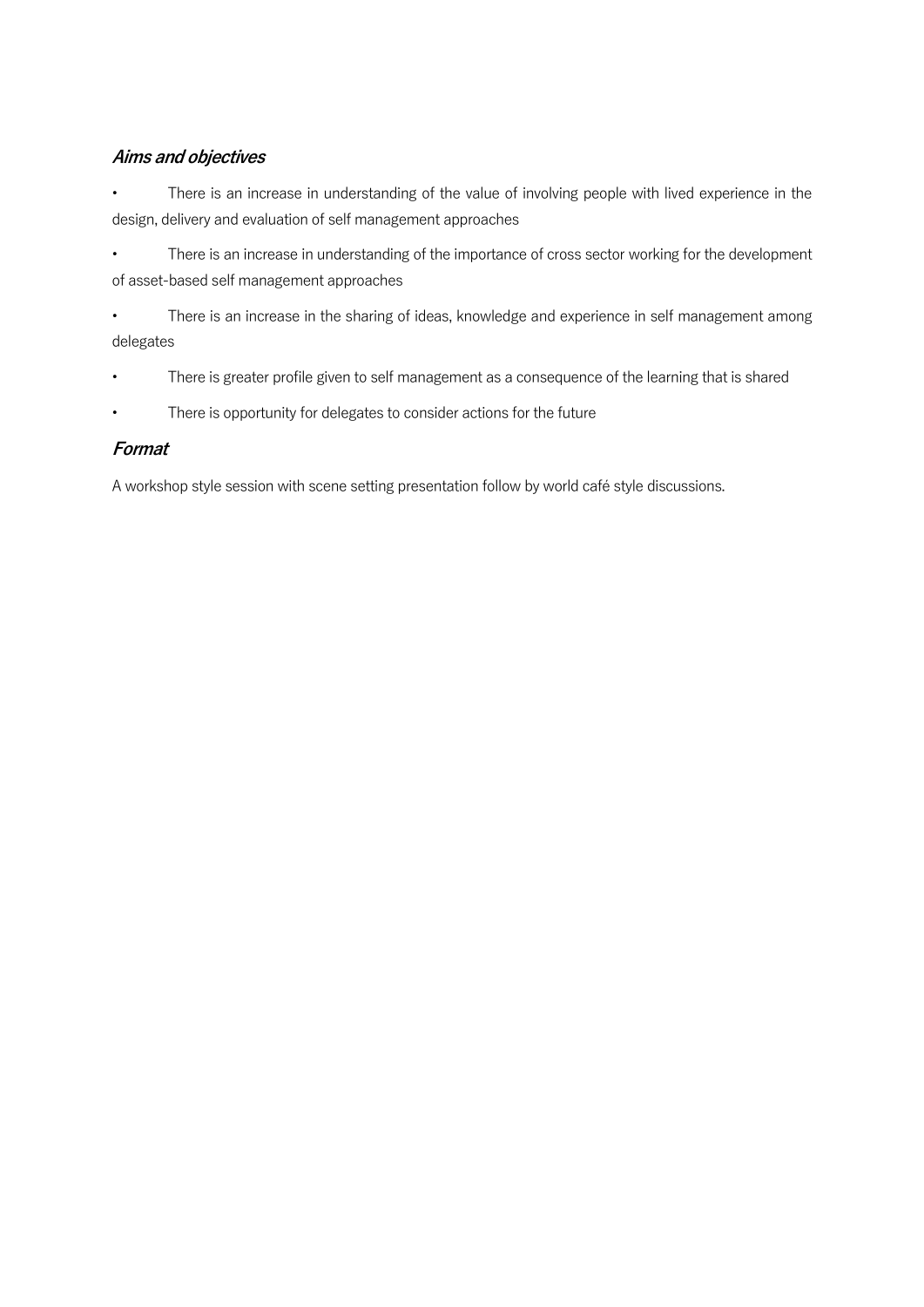## *Aims and objectives*

- There is an increase in understanding of the value of involving people with lived experience in the design, delivery and evaluation of self management approaches
- There is an increase in understanding of the importance of cross sector working for the development of asset-based self management approaches
- There is an increase in the sharing of ideas, knowledge and experience in self management among delegates
- There is greater profile given to self management as a consequence of the learning that is shared
- There is opportunity for delegates to consider actions for the future

## *Format*

A workshop style session with scene setting presentation follow by world café style discussions.